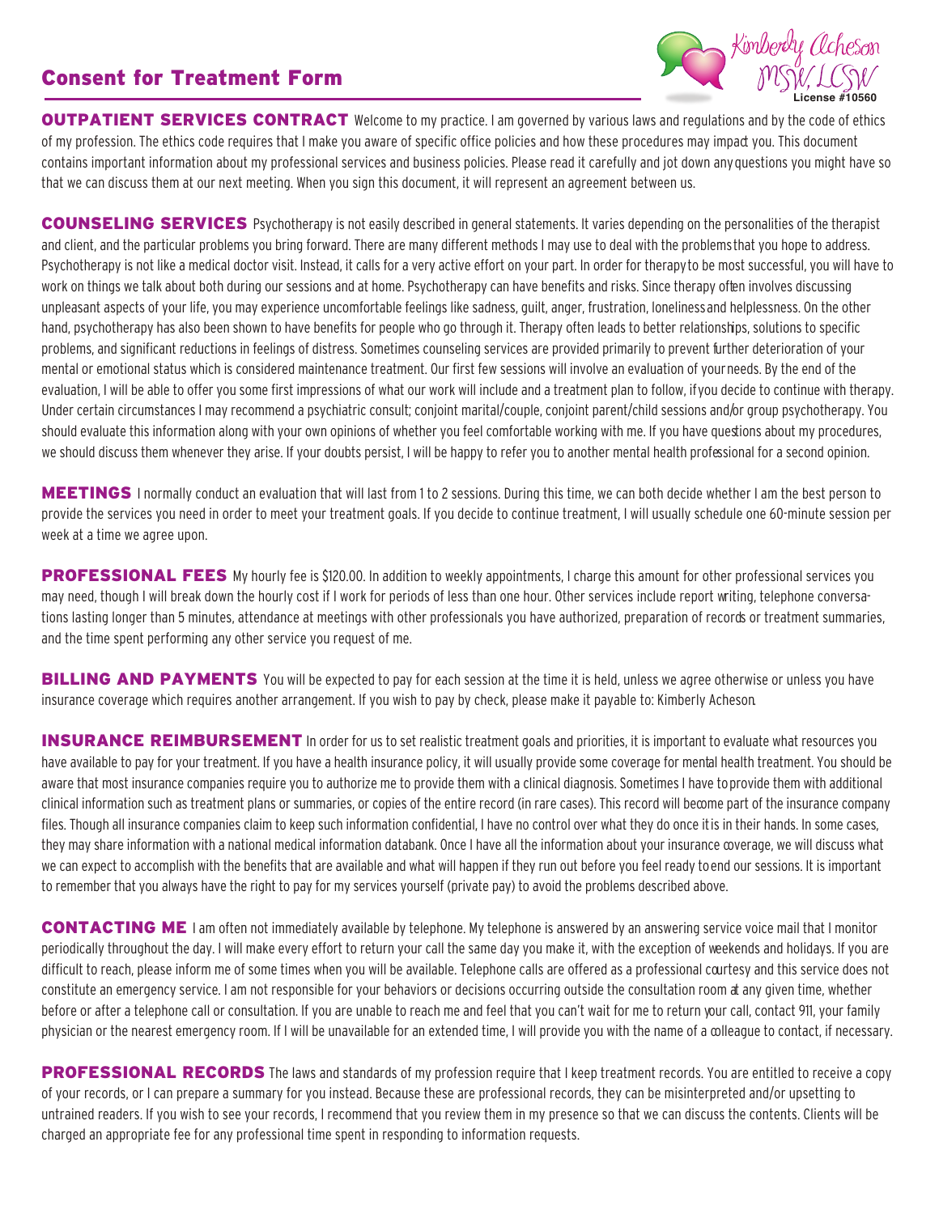# Consent for Treatment Form

Kimberly Acheson MSW, LCSW
License #10560

**OUTPATIENT SERVICES CONTRACT** Welcome to my practice. I am governed by various laws and regulations and by the code of ethics of my profession. The ethics code requires that I make you aware of specific office policies and how these procedures may impact you. This document contains important information about my professional services and business policies. Please read it carefully and jot down any questions you might have so that we can discuss them at our next meeting. When you sign this document, it will represent an agreement between us.

**COUNSELING SERVICES** Psychotherapy is not easily described in general statements. It varies depending on the personalities of the therapist and client, and the particular problems you bring forward. There are many different methods I may use to deal with the problems that you hope to address. Psychotherapy is not like a medical doctor visit. Instead, it calls for a very active effort on your part. In order for therapy to be most successful, you will have to work on things we talk about both during our sessions and at home. Psychotherapy can have benefits and risks. Since therapy often involves discussing unpleasant aspects of your life, you may experience uncomfortable feelings like sadness, guilt, anger, frustration, loneliness and helplessness. On the other hand, psychotherapy has also been shown to have benefits for people who go through it. Therapy often leads to better relationships, solutions to specific problems, and significant reductions in feelings of distress. Sometimes counseling services are provided primarily to prevent further deterioration of your mental or emotional status which is considered maintenance treatment. Our first few sessions will involve an evaluation of your needs. By the end of the evaluation, I will be able to offer you some first impressions of what our work will include and a treatment plan to follow, if you decide to continue with therapy. Under certain circumstances I may recommend a psychiatric consult; conjoint marital/couple, conjoint parent/child sessions and/or group psychotherapy. You should evaluate this information along with your own opinions of whether you feel comfortable working with me. If you have questions about my procedures, we should discuss them whenever they arise. If your doubts persist, I will be happy to refer you to another mental health professional for a second opinion.

**MEETINGS** I normally conduct an evaluation that will last from 1 to 2 sessions. During this time, we can both decide whether I am the best person to provide the services you need in order to meet your treatment goals. If you decide to continue treatment, I will usually schedule one 60-minute session per week at a time we agree upon.

**PROFESSIONAL FEES** My hourly fee is $120.00. In addition to weekly appointments, I charge this amount for other professional services you may need, though I will break down the hourly cost if I work for periods of less than one hour. Other services include report writing, telephone conversations lasting longer than 5 minutes, attendance at meetings with other professionals you have authorized, preparation of records or treatment summaries, and the time spent performing any other service you request of me.

**BILLING AND PAYMENTS** You will be expected to pay for each session at the time it is held, unless we agree otherwise or unless you have insurance coverage which requires another arrangement. If you wish to pay by check, please make it payable to: Kimberly Acheson.

**INSURANCE REIMBURSEMENT** In order for us to set realistic treatment goals and priorities, it is important to evaluate what resources you have available to pay for your treatment. If you have a health insurance policy, it will usually provide some coverage for mental health treatment. You should be aware that most insurance companies require you to authorize me to provide them with a clinical diagnosis. Sometimes I have to provide them with additional clinical information such as treatment plans or summaries, or copies of the entire record (in rare cases). This record will become part of the insurance company files. Though all insurance companies claim to keep such information confidential, I have no control over what they do once it is in their hands. In some cases, they may share information with a national medical information databank. Once I have all the information about your insurance coverage, we will discuss what we can expect to accomplish with the benefits that are available and what will happen if they run out before you feel ready to end our sessions. It is important to remember that you always have the right to pay for my services yourself (private pay) to avoid the problems described above.

**CONTACTING ME** I am often not immediately available by telephone. My telephone is answered by an answering service voice mail that I monitor periodically throughout the day. I will make every effort to return your call the same day you make it, with the exception of weekends and holidays. If you are difficult to reach, please inform me of some times when you will be available. Telephone calls are offered as a professional courtesy and this service does not constitute an emergency service. I am not responsible for your behaviors or decisions occurring outside the consultation room at any given time, whether before or after a telephone call or consultation. If you are unable to reach me and feel that you can't wait for me to return your call, contact 911, your family physician or the nearest emergency room. If I will be unavailable for an extended time, I will provide you with the name of a colleague to contact, if necessary.

**PROFESSIONAL RECORDS** The laws and standards of my profession require that I keep treatment records. You are entitled to receive a copy of your records, or I can prepare a summary for you instead. Because these are professional records, they can be misinterpreted and/or upsetting to untrained readers. If you wish to see your records, I recommend that you review them in my presence so that we can discuss the contents. Clients will be charged an appropriate fee for any professional time spent in responding to information requests.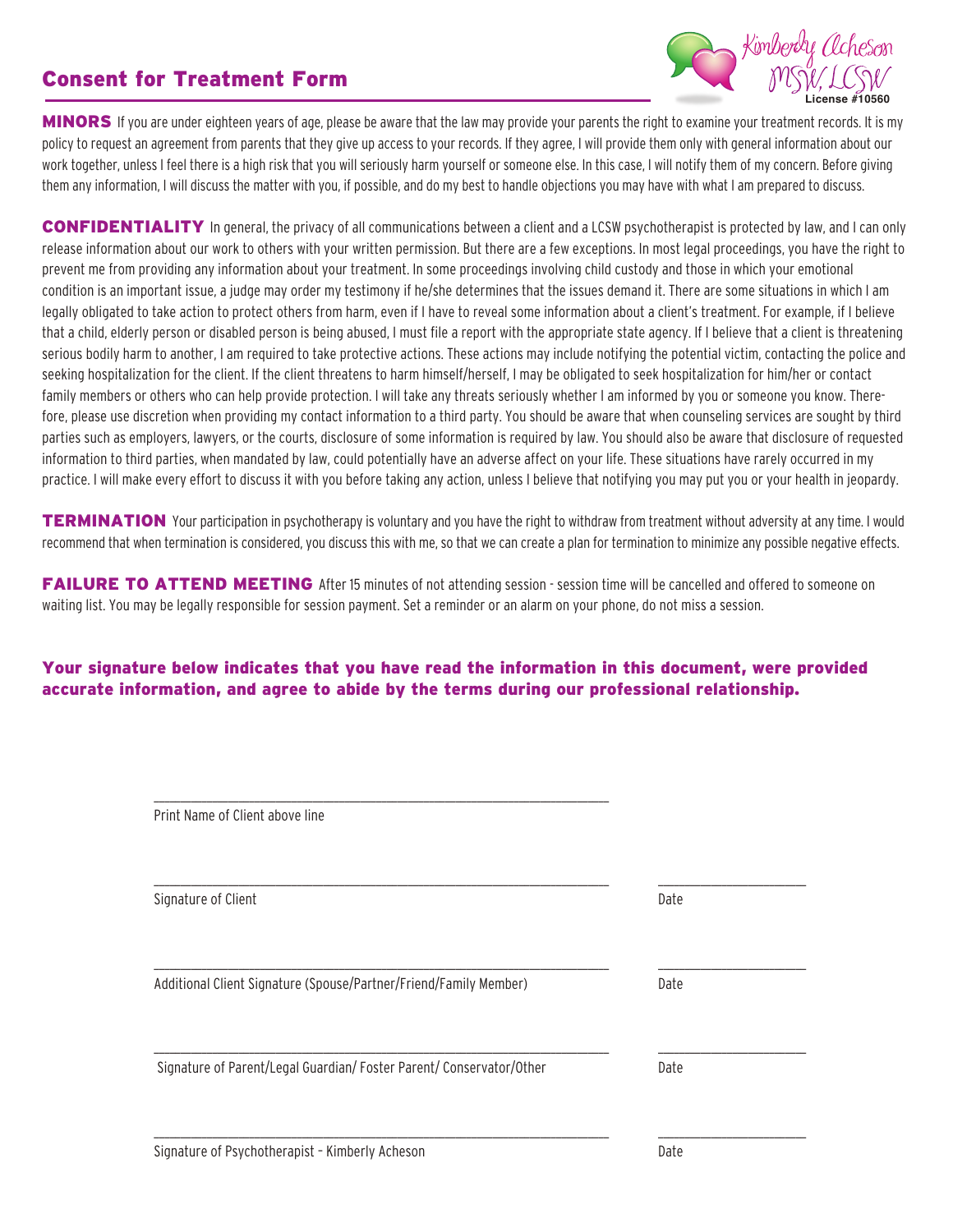# Consent for Treatment Form

Kimberly Acheson MSW, LCSW
License #10560

**MINORS** If you are under eighteen years of age, please be aware that the law may provide your parents the right to examine your treatment records. It is my policy to request an agreement from parents that they give up access to your records. If they agree, I will provide them only with general information about our work together, unless I feel there is a high risk that you will seriously harm yourself or someone else. In this case, I will notify them of my concern. Before giving them any information, I will discuss the matter with you, if possible, and do my best to handle objections you may have with what I am prepared to discuss.

**CONFIDENTIALITY** In general, the privacy of all communications between a client and a LCSW psychotherapist is protected by law, and I can only release information about our work to others with your written permission. But there are a few exceptions. In most legal proceedings, you have the right to prevent me from providing any information about your treatment. In some proceedings involving child custody and those in which your emotional condition is an important issue, a judge may order my testimony if he/she determines that the issues demand it. There are some situations in which I am legally obligated to take action to protect others from harm, even if I have to reveal some information about a client's treatment. For example, if I believe that a child, elderly person or disabled person is being abused, I must file a report with the appropriate state agency. If I believe that a client is threatening serious bodily harm to another, I am required to take protective actions. These actions may include notifying the potential victim, contacting the police and seeking hospitalization for the client. If the client threatens to harm himself/herself, I may be obligated to seek hospitalization for him/her or contact family members or others who can help provide protection. I will take any threats seriously whether I am informed by you or someone you know. Therefore, please use discretion when providing my contact information to a third party. You should be aware that when counseling services are sought by third parties such as employers, lawyers, or the courts, disclosure of some information is required by law. You should also be aware that disclosure of requested information to third parties, when mandated by law, could potentially have an adverse affect on your life. These situations have rarely occurred in my practice. I will make every effort to discuss it with you before taking any action, unless I believe that notifying you may put you or your health in jeopardy.

**TERMINATION** Your participation in psychotherapy is voluntary and you have the right to withdraw from treatment without adversity at any time. I would recommend that when termination is considered, you discuss this with me, so that we can create a plan for termination to minimize any possible negative effects.

**FAILURE TO ATTEND MEETING** After 15 minutes of not attending session - session time will be cancelled and offered to someone on waiting list. You may be legally responsible for session payment. Set a reminder or an alarm on your phone, do not miss a session.

**Your signature below indicates that you have read the information in this document, were provided accurate information, and agree to abide by the terms during our professional relationship.**

_______________________________________________
Print Name of Client above line

_______________________________________________ __________________
Signature of Client Date

_______________________________________________ __________________
Additional Client Signature (Spouse/Partner/Friend/Family Member) Date

_______________________________________________ __________________
Signature of Parent/Legal Guardian/ Foster Parent/ Conservator/Other Date

_______________________________________________ __________________
Signature of Psychotherapist – Kimberly Acheson Date